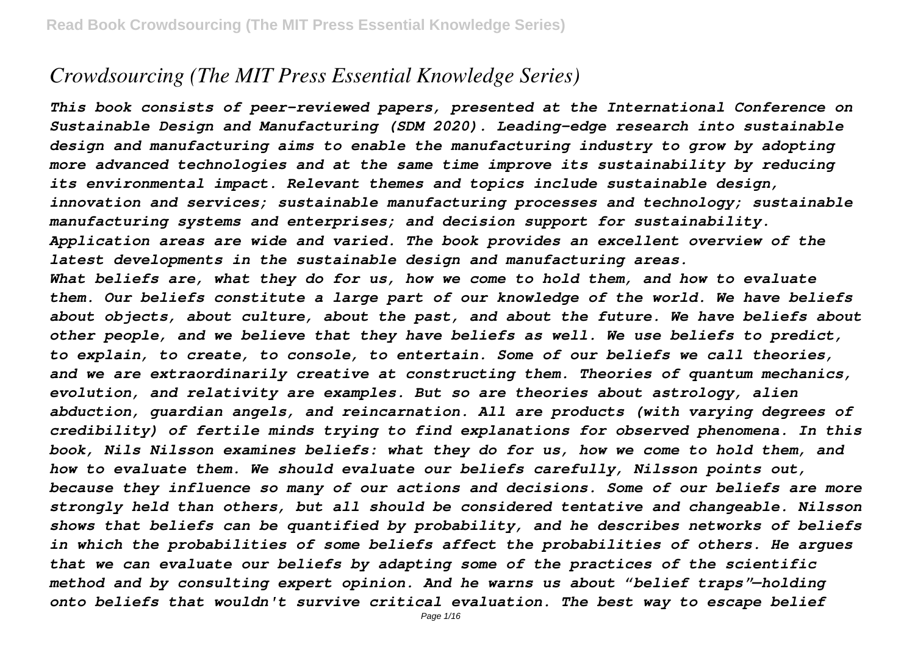# *Crowdsourcing (The MIT Press Essential Knowledge Series)*

*This book consists of peer-reviewed papers, presented at the International Conference on Sustainable Design and Manufacturing (SDM 2020). Leading-edge research into sustainable design and manufacturing aims to enable the manufacturing industry to grow by adopting more advanced technologies and at the same time improve its sustainability by reducing its environmental impact. Relevant themes and topics include sustainable design, innovation and services; sustainable manufacturing processes and technology; sustainable manufacturing systems and enterprises; and decision support for sustainability. Application areas are wide and varied. The book provides an excellent overview of the latest developments in the sustainable design and manufacturing areas.*

*What beliefs are, what they do for us, how we come to hold them, and how to evaluate them. Our beliefs constitute a large part of our knowledge of the world. We have beliefs about objects, about culture, about the past, and about the future. We have beliefs about other people, and we believe that they have beliefs as well. We use beliefs to predict, to explain, to create, to console, to entertain. Some of our beliefs we call theories, and we are extraordinarily creative at constructing them. Theories of quantum mechanics, evolution, and relativity are examples. But so are theories about astrology, alien abduction, guardian angels, and reincarnation. All are products (with varying degrees of credibility) of fertile minds trying to find explanations for observed phenomena. In this book, Nils Nilsson examines beliefs: what they do for us, how we come to hold them, and how to evaluate them. We should evaluate our beliefs carefully, Nilsson points out, because they influence so many of our actions and decisions. Some of our beliefs are more strongly held than others, but all should be considered tentative and changeable. Nilsson shows that beliefs can be quantified by probability, and he describes networks of beliefs in which the probabilities of some beliefs affect the probabilities of others. He argues that we can evaluate our beliefs by adapting some of the practices of the scientific method and by consulting expert opinion. And he warns us about "belief traps"—holding onto beliefs that wouldn't survive critical evaluation. The best way to escape belief*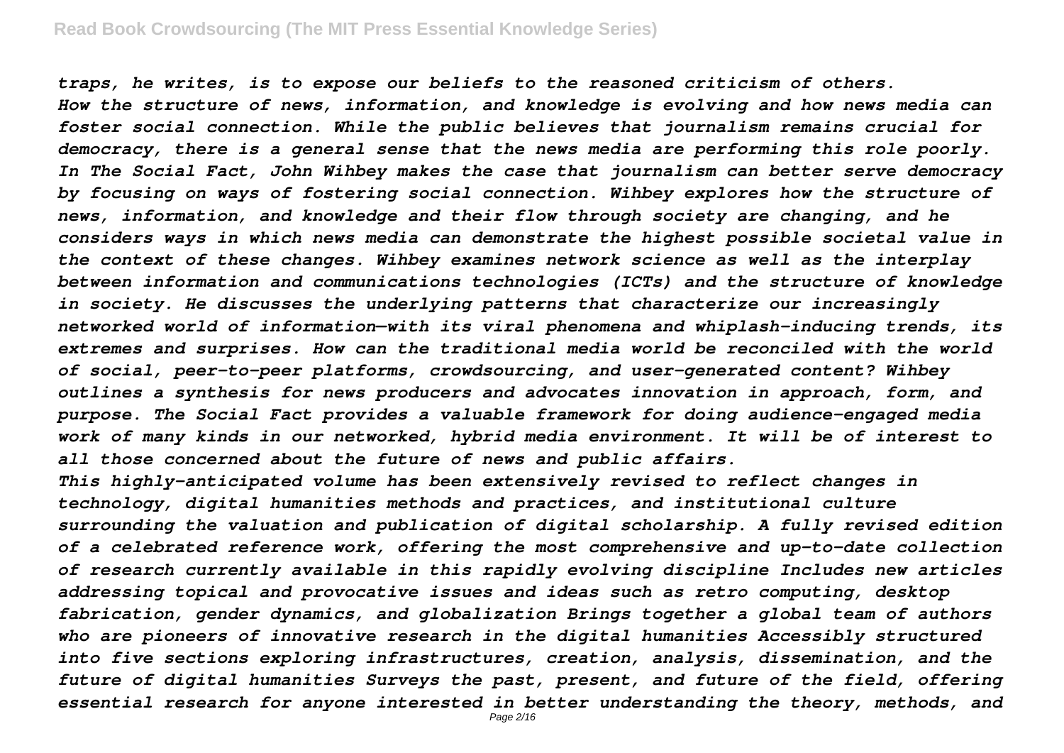*traps, he writes, is to expose our beliefs to the reasoned criticism of others.*
*How the structure of news, information, and knowledge is evolving and how news media can foster social connection. While the public believes that journalism remains crucial for democracy, there is a general sense that the news media are performing this role poorly. In The Social Fact, John Wihbey makes the case that journalism can better serve democracy by focusing on ways of fostering social connection. Wihbey explores how the structure of news, information, and knowledge and their flow through society are changing, and he considers ways in which news media can demonstrate the highest possible societal value in the context of these changes. Wihbey examines network science as well as the interplay between information and communications technologies (ICTs) and the structure of knowledge in society. He discusses the underlying patterns that characterize our increasingly networked world of information—with its viral phenomena and whiplash-inducing trends, its extremes and surprises. How can the traditional media world be reconciled with the world of social, peer-to-peer platforms, crowdsourcing, and user-generated content? Wihbey outlines a synthesis for news producers and advocates innovation in approach, form, and purpose. The Social Fact provides a valuable framework for doing audience-engaged media work of many kinds in our networked, hybrid media environment. It will be of interest to all those concerned about the future of news and public affairs.*
*This highly-anticipated volume has been extensively revised to reflect changes in technology, digital humanities methods and practices, and institutional culture surrounding the valuation and publication of digital scholarship. A fully revised edition of a celebrated reference work, offering the most comprehensive and up-to-date collection of research currently available in this rapidly evolving discipline Includes new articles addressing topical and provocative issues and ideas such as retro computing, desktop fabrication, gender dynamics, and globalization Brings together a global team of authors who are pioneers of innovative research in the digital humanities Accessibly structured into five sections exploring infrastructures, creation, analysis, dissemination, and the future of digital humanities Surveys the past, present, and future of the field, offering essential research for anyone interested in better understanding the theory, methods, and*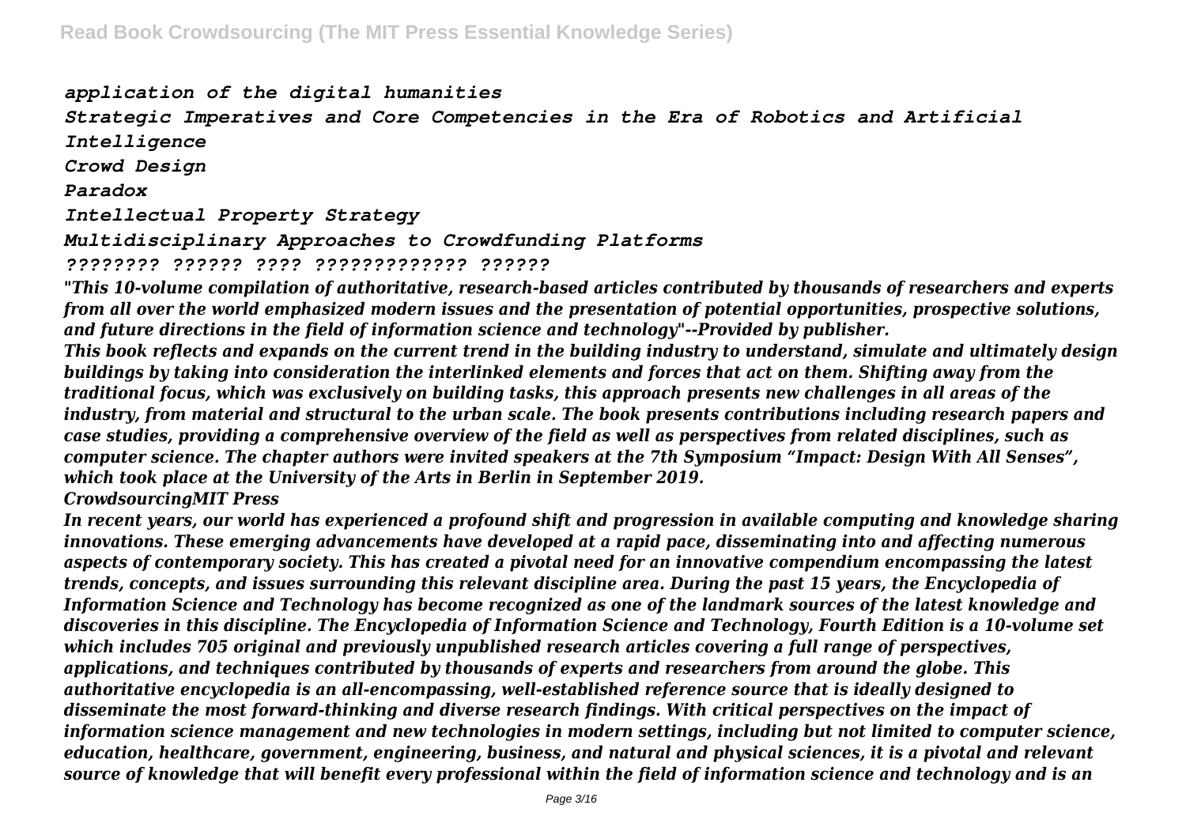*application of the digital humanities*

*Strategic Imperatives and Core Competencies in the Era of Robotics and Artificial Intelligence*

*Crowd Design*

*Paradox*

*Intellectual Property Strategy*

*Multidisciplinary Approaches to Crowdfunding Platforms*

*???????? ?????? ???? ????????????? ??????*

*"This 10-volume compilation of authoritative, research-based articles contributed by thousands of researchers and experts from all over the world emphasized modern issues and the presentation of potential opportunities, prospective solutions, and future directions in the field of information science and technology"--Provided by publisher.*

*This book reflects and expands on the current trend in the building industry to understand, simulate and ultimately design buildings by taking into consideration the interlinked elements and forces that act on them. Shifting away from the traditional focus, which was exclusively on building tasks, this approach presents new challenges in all areas of the industry, from material and structural to the urban scale. The book presents contributions including research papers and case studies, providing a comprehensive overview of the field as well as perspectives from related disciplines, such as computer science. The chapter authors were invited speakers at the 7th Symposium "Impact: Design With All Senses", which took place at the University of the Arts in Berlin in September 2019.*

*CrowdsourcingMIT Press*

*In recent years, our world has experienced a profound shift and progression in available computing and knowledge sharing innovations. These emerging advancements have developed at a rapid pace, disseminating into and affecting numerous aspects of contemporary society. This has created a pivotal need for an innovative compendium encompassing the latest trends, concepts, and issues surrounding this relevant discipline area. During the past 15 years, the Encyclopedia of Information Science and Technology has become recognized as one of the landmark sources of the latest knowledge and discoveries in this discipline. The Encyclopedia of Information Science and Technology, Fourth Edition is a 10-volume set which includes 705 original and previously unpublished research articles covering a full range of perspectives, applications, and techniques contributed by thousands of experts and researchers from around the globe. This authoritative encyclopedia is an all-encompassing, well-established reference source that is ideally designed to disseminate the most forward-thinking and diverse research findings. With critical perspectives on the impact of information science management and new technologies in modern settings, including but not limited to computer science, education, healthcare, government, engineering, business, and natural and physical sciences, it is a pivotal and relevant source of knowledge that will benefit every professional within the field of information science and technology and is an*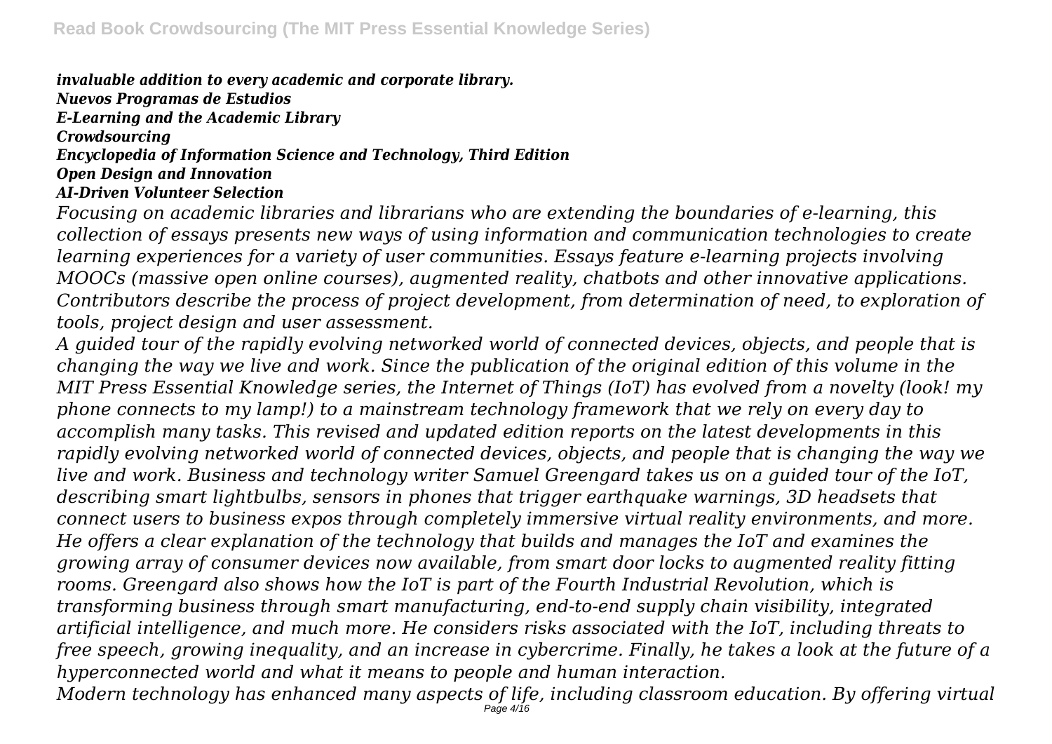*invaluable addition to every academic and corporate library.*
*Nuevos Programas de Estudios*
*E-Learning and the Academic Library*
*Crowdsourcing*
*Encyclopedia of Information Science and Technology, Third Edition*
*Open Design and Innovation*
*AI-Driven Volunteer Selection*

*Focusing on academic libraries and librarians who are extending the boundaries of e-learning, this collection of essays presents new ways of using information and communication technologies to create learning experiences for a variety of user communities. Essays feature e-learning projects involving MOOCs (massive open online courses), augmented reality, chatbots and other innovative applications. Contributors describe the process of project development, from determination of need, to exploration of tools, project design and user assessment.*

*A guided tour of the rapidly evolving networked world of connected devices, objects, and people that is changing the way we live and work. Since the publication of the original edition of this volume in the MIT Press Essential Knowledge series, the Internet of Things (IoT) has evolved from a novelty (look! my phone connects to my lamp!) to a mainstream technology framework that we rely on every day to accomplish many tasks. This revised and updated edition reports on the latest developments in this rapidly evolving networked world of connected devices, objects, and people that is changing the way we live and work. Business and technology writer Samuel Greengard takes us on a guided tour of the IoT, describing smart lightbulbs, sensors in phones that trigger earthquake warnings, 3D headsets that connect users to business expos through completely immersive virtual reality environments, and more. He offers a clear explanation of the technology that builds and manages the IoT and examines the growing array of consumer devices now available, from smart door locks to augmented reality fitting rooms. Greengard also shows how the IoT is part of the Fourth Industrial Revolution, which is transforming business through smart manufacturing, end-to-end supply chain visibility, integrated artificial intelligence, and much more. He considers risks associated with the IoT, including threats to free speech, growing inequality, and an increase in cybercrime. Finally, he takes a look at the future of a hyperconnected world and what it means to people and human interaction.*

*Modern technology has enhanced many aspects of life, including classroom education. By offering virtual*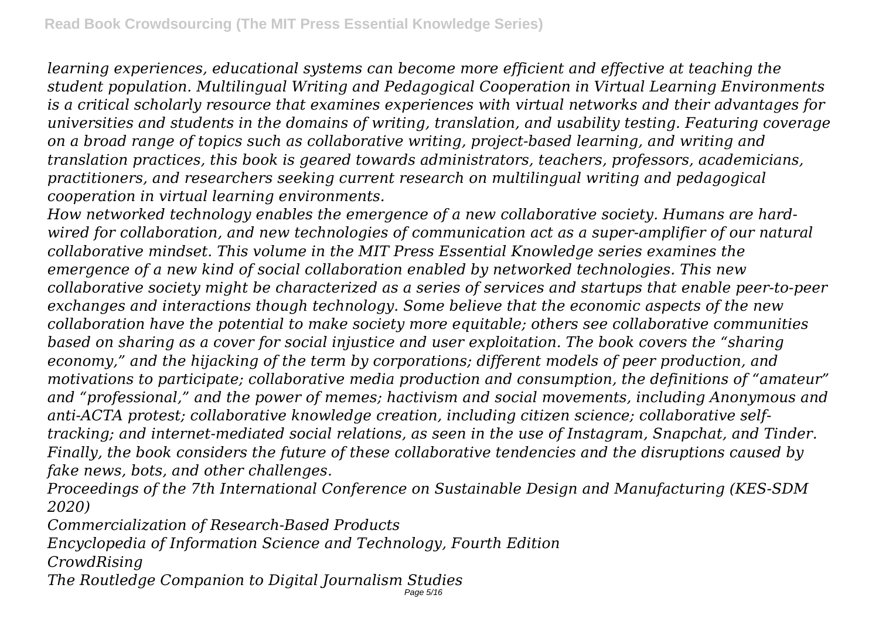*learning experiences, educational systems can become more efficient and effective at teaching the student population. Multilingual Writing and Pedagogical Cooperation in Virtual Learning Environments is a critical scholarly resource that examines experiences with virtual networks and their advantages for universities and students in the domains of writing, translation, and usability testing. Featuring coverage on a broad range of topics such as collaborative writing, project-based learning, and writing and translation practices, this book is geared towards administrators, teachers, professors, academicians, practitioners, and researchers seeking current research on multilingual writing and pedagogical cooperation in virtual learning environments.*

*How networked technology enables the emergence of a new collaborative society. Humans are hard-wired for collaboration, and new technologies of communication act as a super-amplifier of our natural collaborative mindset. This volume in the MIT Press Essential Knowledge series examines the emergence of a new kind of social collaboration enabled by networked technologies. This new collaborative society might be characterized as a series of services and startups that enable peer-to-peer exchanges and interactions though technology. Some believe that the economic aspects of the new collaboration have the potential to make society more equitable; others see collaborative communities based on sharing as a cover for social injustice and user exploitation. The book covers the "sharing economy," and the hijacking of the term by corporations; different models of peer production, and motivations to participate; collaborative media production and consumption, the definitions of "amateur" and "professional," and the power of memes; hactivism and social movements, including Anonymous and anti-ACTA protest; collaborative knowledge creation, including citizen science; collaborative self-tracking; and internet-mediated social relations, as seen in the use of Instagram, Snapchat, and Tinder. Finally, the book considers the future of these collaborative tendencies and the disruptions caused by fake news, bots, and other challenges.*

*Proceedings of the 7th International Conference on Sustainable Design and Manufacturing (KES-SDM 2020)*

*Commercialization of Research-Based Products*

*Encyclopedia of Information Science and Technology, Fourth Edition*

*CrowdRising*

*The Routledge Companion to Digital Journalism Studies*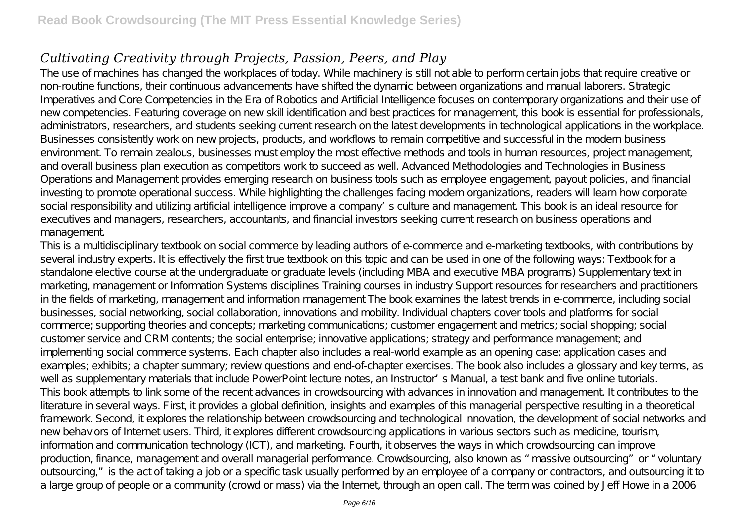*Cultivating Creativity through Projects, Passion, Peers, and Play*

The use of machines has changed the workplaces of today. While machinery is still not able to perform certain jobs that require creative or non-routine functions, their continuous advancements have shifted the dynamic between organizations and manual laborers. Strategic Imperatives and Core Competencies in the Era of Robotics and Artificial Intelligence focuses on contemporary organizations and their use of new competencies. Featuring coverage on new skill identification and best practices for management, this book is essential for professionals, administrators, researchers, and students seeking current research on the latest developments in technological applications in the workplace.

Businesses consistently work on new projects, products, and workflows to remain competitive and successful in the modern business environment. To remain zealous, businesses must employ the most effective methods and tools in human resources, project management, and overall business plan execution as competitors work to succeed as well. Advanced Methodologies and Technologies in Business Operations and Management provides emerging research on business tools such as employee engagement, payout policies, and financial investing to promote operational success. While highlighting the challenges facing modern organizations, readers will learn how corporate social responsibility and utilizing artificial intelligence improve a company's culture and management. This book is an ideal resource for executives and managers, researchers, accountants, and financial investors seeking current research on business operations and management.

This is a multidisciplinary textbook on social commerce by leading authors of e-commerce and e-marketing textbooks, with contributions by several industry experts. It is effectively the first true textbook on this topic and can be used in one of the following ways: Textbook for a standalone elective course at the undergraduate or graduate levels (including MBA and executive MBA programs) Supplementary text in marketing, management or Information Systems disciplines Training courses in industry Support resources for researchers and practitioners in the fields of marketing, management and information management The book examines the latest trends in e-commerce, including social businesses, social networking, social collaboration, innovations and mobility. Individual chapters cover tools and platforms for social commerce; supporting theories and concepts; marketing communications; customer engagement and metrics; social shopping; social customer service and CRM contents; the social enterprise; innovative applications; strategy and performance management; and implementing social commerce systems. Each chapter also includes a real-world example as an opening case; application cases and examples; exhibits; a chapter summary; review questions and end-of-chapter exercises. The book also includes a glossary and key terms, as well as supplementary materials that include PowerPoint lecture notes, an Instructor's Manual, a test bank and five online tutorials.

This book attempts to link some of the recent advances in crowdsourcing with advances in innovation and management. It contributes to the literature in several ways. First, it provides a global definition, insights and examples of this managerial perspective resulting in a theoretical framework. Second, it explores the relationship between crowdsourcing and technological innovation, the development of social networks and new behaviors of Internet users. Third, it explores different crowdsourcing applications in various sectors such as medicine, tourism, information and communication technology (ICT), and marketing. Fourth, it observes the ways in which crowdsourcing can improve production, finance, management and overall managerial performance. Crowdsourcing, also known as "massive outsourcing" or "voluntary outsourcing," is the act of taking a job or a specific task usually performed by an employee of a company or contractors, and outsourcing it to a large group of people or a community (crowd or mass) via the Internet, through an open call. The term was coined by Jeff Howe in a 2006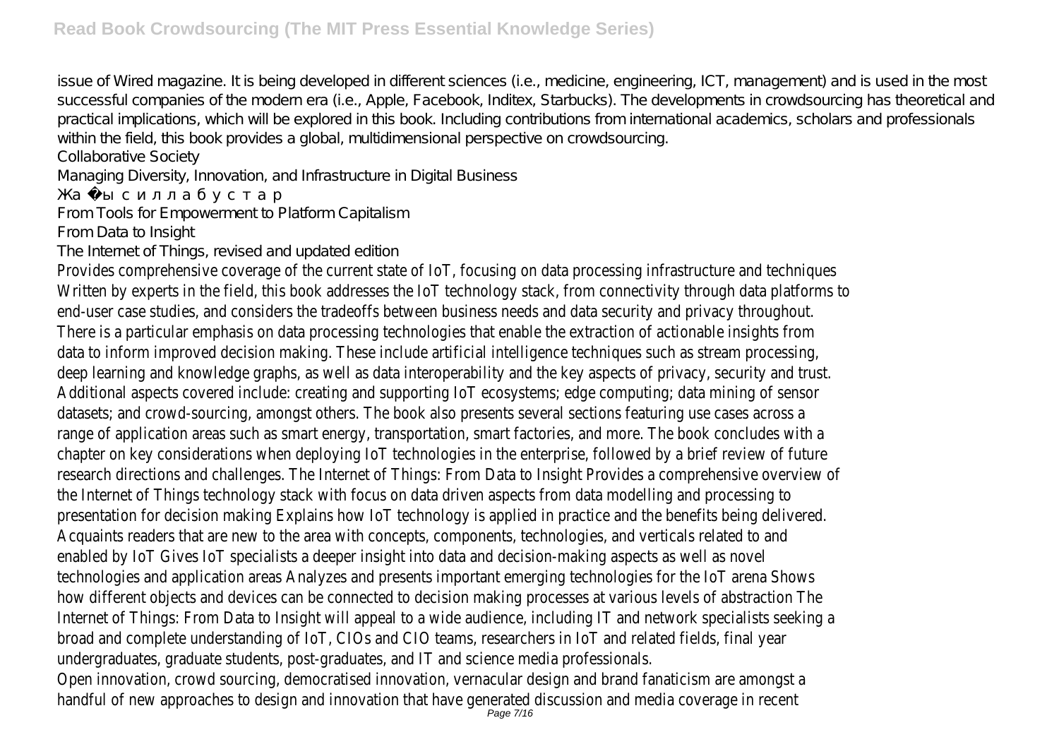issue of Wired magazine. It is being developed in different sciences (i.e., medicine, engineering, ICT, management) and is used in the most successful companies of the modern era (i.e., Apple, Facebook, Inditex, Starbucks). The developments in crowdsourcing has theoretical and practical implications, which will be explored in this book. Including contributions from international academics, scholars and professionals within the field, this book provides a global, multidimensional perspective on crowdsourcing.

Collaborative Society

Managing Diversity, Innovation, and Infrastructure in Digital Business

Жа ы силлабустар

From Tools for Empowerment to Platform Capitalism

From Data to Insight

The Internet of Things, revised and updated edition

Provides comprehensive coverage of the current state of IoT, focusing on data processing infrastructure and techniques Written by experts in the field, this book addresses the IoT technology stack, from connectivity through data platforms to end-user case studies, and considers the tradeoffs between business needs and data security and privacy throughout. There is a particular emphasis on data processing technologies that enable the extraction of actionable insights from data to inform improved decision making. These include artificial intelligence techniques such as stream processing, deep learning and knowledge graphs, as well as data interoperability and the key aspects of privacy, security and trust. Additional aspects covered include: creating and supporting IoT ecosystems; edge computing; data mining of sensor datasets; and crowd-sourcing, amongst others. The book also presents several sections featuring use cases across a range of application areas such as smart energy, transportation, smart factories, and more. The book concludes with a chapter on key considerations when deploying IoT technologies in the enterprise, followed by a brief review of future research directions and challenges. The Internet of Things: From Data to Insight Provides a comprehensive overview of the Internet of Things technology stack with focus on data driven aspects from data modelling and processing to presentation for decision making Explains how IoT technology is applied in practice and the benefits being delivered. Acquaints readers that are new to the area with concepts, components, technologies, and verticals related to and enabled by IoT Gives IoT specialists a deeper insight into data and decision-making aspects as well as novel technologies and application areas Analyzes and presents important emerging technologies for the IoT arena Shows how different objects and devices can be connected to decision making processes at various levels of abstraction The Internet of Things: From Data to Insight will appeal to a wide audience, including IT and network specialists seeking a broad and complete understanding of IoT, CIOs and CIO teams, researchers in IoT and related fields, final year undergraduates, graduate students, post-graduates, and IT and science media professionals.

Open innovation, crowd sourcing, democratised innovation, vernacular design and brand fanaticism are amongst a handful of new approaches to design and innovation that have generated discussion and media coverage in recent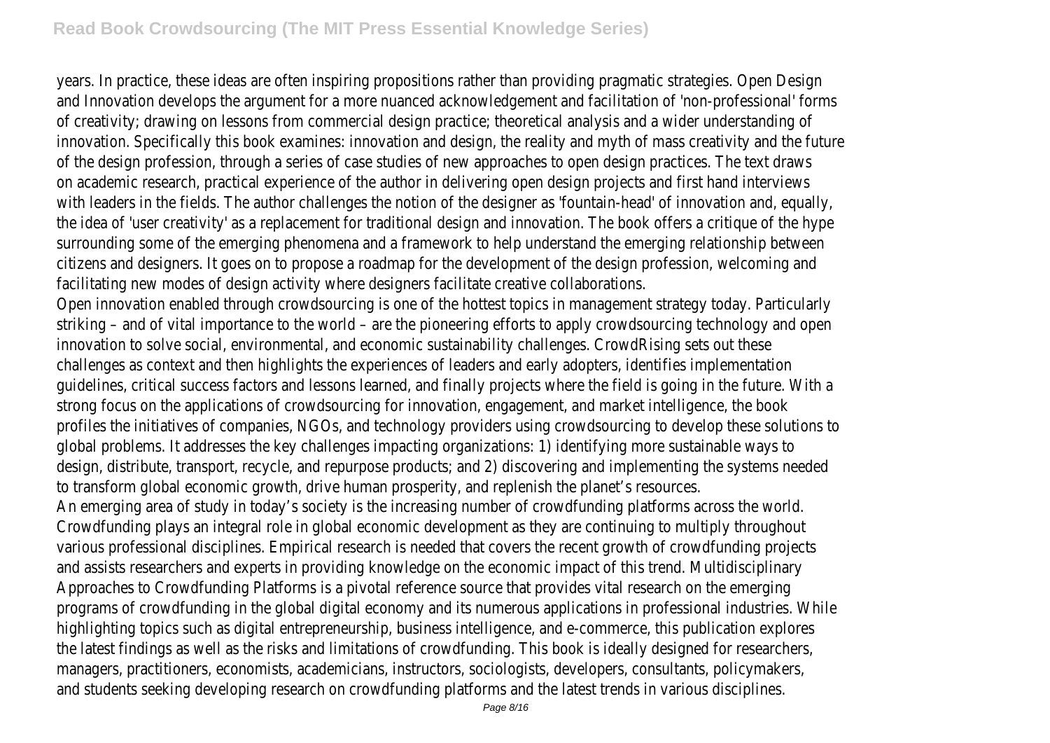years. In practice, these ideas are often inspiring propositions rather than providing pragmatic strategies. Open Design and Innovation develops the argument for a more nuanced acknowledgement and facilitation of 'non-professional' forms of creativity; drawing on lessons from commercial design practice; theoretical analysis and a wider understanding of innovation. Specifically this book examines: innovation and design, the reality and myth of mass creativity and the future of the design profession, through a series of case studies of new approaches to open design practices. The text draws on academic research, practical experience of the author in delivering open design projects and first hand interviews with leaders in the fields. The author challenges the notion of the designer as 'fountain-head' of innovation and, equally, the idea of 'user creativity' as a replacement for traditional design and innovation. The book offers a critique of the hype surrounding some of the emerging phenomena and a framework to help understand the emerging relationship between citizens and designers. It goes on to propose a roadmap for the development of the design profession, welcoming and facilitating new modes of design activity where designers facilitate creative collaborations.

Open innovation enabled through crowdsourcing is one of the hottest topics in management strategy today. Particularly striking – and of vital importance to the world – are the pioneering efforts to apply crowdsourcing technology and open innovation to solve social, environmental, and economic sustainability challenges. CrowdRising sets out these challenges as context and then highlights the experiences of leaders and early adopters, identifies implementation guidelines, critical success factors and lessons learned, and finally projects where the field is going in the future. With a strong focus on the applications of crowdsourcing for innovation, engagement, and market intelligence, the book profiles the initiatives of companies, NGOs, and technology providers using crowdsourcing to develop these solutions to global problems. It addresses the key challenges impacting organizations: 1) identifying more sustainable ways to design, distribute, transport, recycle, and repurpose products; and 2) discovering and implementing the systems needed to transform global economic growth, drive human prosperity, and replenish the planet's resources.

An emerging area of study in today's society is the increasing number of crowdfunding platforms across the world. Crowdfunding plays an integral role in global economic development as they are continuing to multiply throughout various professional disciplines. Empirical research is needed that covers the recent growth of crowdfunding projects and assists researchers and experts in providing knowledge on the economic impact of this trend. Multidisciplinary Approaches to Crowdfunding Platforms is a pivotal reference source that provides vital research on the emerging programs of crowdfunding in the global digital economy and its numerous applications in professional industries. While highlighting topics such as digital entrepreneurship, business intelligence, and e-commerce, this publication explores the latest findings as well as the risks and limitations of crowdfunding. This book is ideally designed for researchers, managers, practitioners, economists, academicians, instructors, sociologists, developers, consultants, policymakers, and students seeking developing research on crowdfunding platforms and the latest trends in various disciplines.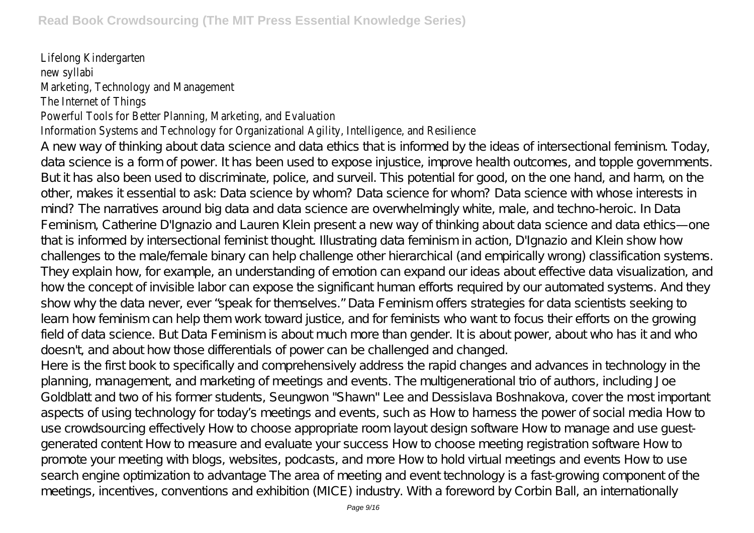Lifelong Kindergarten
new syllabi
Marketing, Technology and Management
The Internet of Things
Powerful Tools for Better Planning, Marketing, and Evaluation
Information Systems and Technology for Organizational Agility, Intelligence, and Resilience

A new way of thinking about data science and data ethics that is informed by the ideas of intersectional feminism. Today, data science is a form of power. It has been used to expose injustice, improve health outcomes, and topple governments. But it has also been used to discriminate, police, and surveil. This potential for good, on the one hand, and harm, on the other, makes it essential to ask: Data science by whom? Data science for whom? Data science with whose interests in mind? The narratives around big data and data science are overwhelmingly white, male, and techno-heroic. In Data Feminism, Catherine D'Ignazio and Lauren Klein present a new way of thinking about data science and data ethics—one that is informed by intersectional feminist thought. Illustrating data feminism in action, D'Ignazio and Klein show how challenges to the male/female binary can help challenge other hierarchical (and empirically wrong) classification systems. They explain how, for example, an understanding of emotion can expand our ideas about effective data visualization, and how the concept of invisible labor can expose the significant human efforts required by our automated systems. And they show why the data never, ever "speak for themselves." Data Feminism offers strategies for data scientists seeking to learn how feminism can help them work toward justice, and for feminists who want to focus their efforts on the growing field of data science. But Data Feminism is about much more than gender. It is about power, about who has it and who doesn't, and about how those differentials of power can be challenged and changed.

Here is the first book to specifically and comprehensively address the rapid changes and advances in technology in the planning, management, and marketing of meetings and events. The multigenerational trio of authors, including Joe Goldblatt and two of his former students, Seungwon "Shawn" Lee and Dessislava Boshnakova, cover the most important aspects of using technology for today's meetings and events, such as How to harness the power of social media How to use crowdsourcing effectively How to choose appropriate room layout design software How to manage and use guest-generated content How to measure and evaluate your success How to choose meeting registration software How to promote your meeting with blogs, websites, podcasts, and more How to hold virtual meetings and events How to use search engine optimization to advantage The area of meeting and event technology is a fast-growing component of the meetings, incentives, conventions and exhibition (MICE) industry. With a foreword by Corbin Ball, an internationally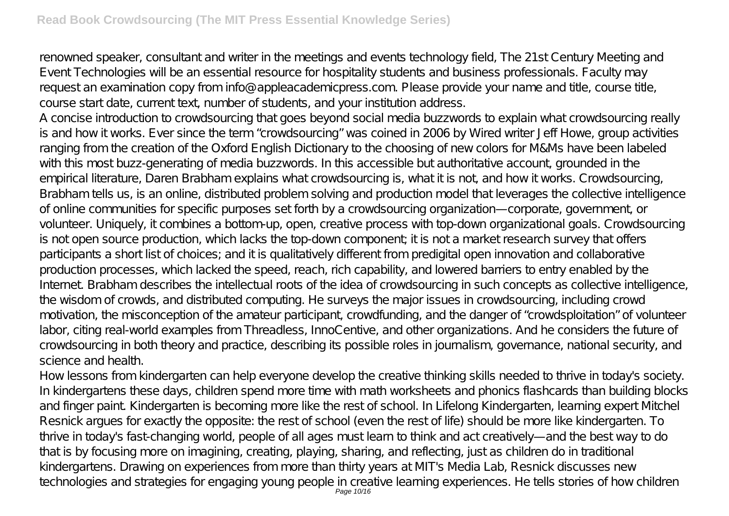renowned speaker, consultant and writer in the meetings and events technology field, The 21st Century Meeting and Event Technologies will be an essential resource for hospitality students and business professionals. Faculty may request an examination copy from info@appleacademicpress.com. Please provide your name and title, course title, course start date, current text, number of students, and your institution address.

A concise introduction to crowdsourcing that goes beyond social media buzzwords to explain what crowdsourcing really is and how it works. Ever since the term "crowdsourcing" was coined in 2006 by Wired writer Jeff Howe, group activities ranging from the creation of the Oxford English Dictionary to the choosing of new colors for M&Ms have been labeled with this most buzz-generating of media buzzwords. In this accessible but authoritative account, grounded in the empirical literature, Daren Brabham explains what crowdsourcing is, what it is not, and how it works. Crowdsourcing, Brabham tells us, is an online, distributed problem solving and production model that leverages the collective intelligence of online communities for specific purposes set forth by a crowdsourcing organization—corporate, government, or volunteer. Uniquely, it combines a bottom-up, open, creative process with top-down organizational goals. Crowdsourcing is not open source production, which lacks the top-down component; it is not a market research survey that offers participants a short list of choices; and it is qualitatively different from predigital open innovation and collaborative production processes, which lacked the speed, reach, rich capability, and lowered barriers to entry enabled by the Internet. Brabham describes the intellectual roots of the idea of crowdsourcing in such concepts as collective intelligence, the wisdom of crowds, and distributed computing. He surveys the major issues in crowdsourcing, including crowd motivation, the misconception of the amateur participant, crowdfunding, and the danger of "crowdsploitation" of volunteer labor, citing real-world examples from Threadless, InnoCentive, and other organizations. And he considers the future of crowdsourcing in both theory and practice, describing its possible roles in journalism, governance, national security, and science and health.

How lessons from kindergarten can help everyone develop the creative thinking skills needed to thrive in today's society. In kindergartens these days, children spend more time with math worksheets and phonics flashcards than building blocks and finger paint. Kindergarten is becoming more like the rest of school. In Lifelong Kindergarten, learning expert Mitchel Resnick argues for exactly the opposite: the rest of school (even the rest of life) should be more like kindergarten. To thrive in today's fast-changing world, people of all ages must learn to think and act creatively—and the best way to do that is by focusing more on imagining, creating, playing, sharing, and reflecting, just as children do in traditional kindergartens. Drawing on experiences from more than thirty years at MIT's Media Lab, Resnick discusses new technologies and strategies for engaging young people in creative learning experiences. He tells stories of how children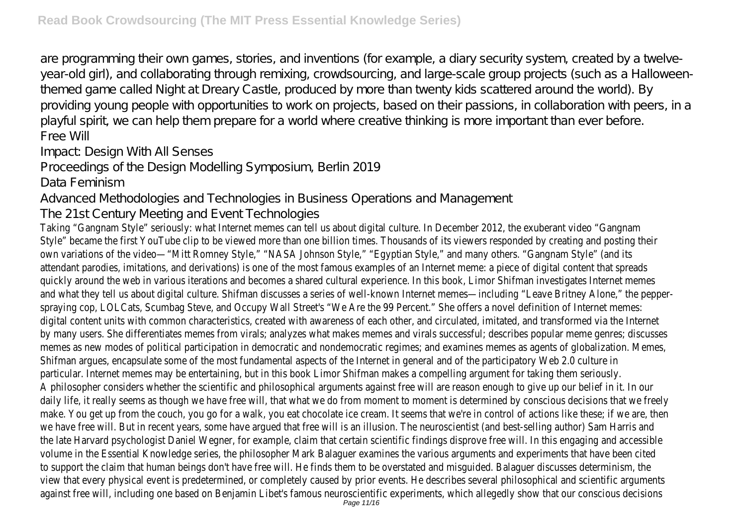are programming their own games, stories, and inventions (for example, a diary security system, created by a twelve-year-old girl), and collaborating through remixing, crowdsourcing, and large-scale group projects (such as a Halloween-themed game called Night at Dreary Castle, produced by more than twenty kids scattered around the world). By providing young people with opportunities to work on projects, based on their passions, in collaboration with peers, in a playful spirit, we can help them prepare for a world where creative thinking is more important than ever before.

Free Will

Impact: Design With All Senses

Proceedings of the Design Modelling Symposium, Berlin 2019

Data Feminism

Advanced Methodologies and Technologies in Business Operations and Management

The 21st Century Meeting and Event Technologies

Taking "Gangnam Style" seriously: what Internet memes can tell us about digital culture. In December 2012, the exuberant video "Gangnam Style" became the first YouTube clip to be viewed more than one billion times. Thousands of its viewers responded by creating and posting their own variations of the video—"Mitt Romney Style," "NASA Johnson Style," "Egyptian Style," and many others. "Gangnam Style" (and its attendant parodies, imitations, and derivations) is one of the most famous examples of an Internet meme: a piece of digital content that spreads quickly around the web in various iterations and becomes a shared cultural experience. In this book, Limor Shifman investigates Internet memes and what they tell us about digital culture. Shifman discusses a series of well-known Internet memes—including "Leave Britney Alone," the pepper-spraying cop, LOLCats, Scumbag Steve, and Occupy Wall Street's "We Are the 99 Percent." She offers a novel definition of Internet memes: digital content units with common characteristics, created with awareness of each other, and circulated, imitated, and transformed via the Internet by many users. She differentiates memes from virals; analyzes what makes memes and virals successful; describes popular meme genres; discusses memes as new modes of political participation in democratic and nondemocratic regimes; and examines memes as agents of globalization. Memes, Shifman argues, encapsulate some of the most fundamental aspects of the Internet in general and of the participatory Web 2.0 culture in particular. Internet memes may be entertaining, but in this book Limor Shifman makes a compelling argument for taking them seriously.

A philosopher considers whether the scientific and philosophical arguments against free will are reason enough to give up our belief in it. In our daily life, it really seems as though we have free will, that what we do from moment to moment is determined by conscious decisions that we freely make. You get up from the couch, you go for a walk, you eat chocolate ice cream. It seems that we're in control of actions like these; if we are, then we have free will. But in recent years, some have argued that free will is an illusion. The neuroscientist (and best-selling author) Sam Harris and the late Harvard psychologist Daniel Wegner, for example, claim that certain scientific findings disprove free will. In this engaging and accessible volume in the Essential Knowledge series, the philosopher Mark Balaguer examines the various arguments and experiments that have been cited to support the claim that human beings don't have free will. He finds them to be overstated and misguided. Balaguer discusses determinism, the view that every physical event is predetermined, or completely caused by prior events. He describes several philosophical and scientific arguments against free will, including one based on Benjamin Libet's famous neuroscientific experiments, which allegedly show that our conscious decisions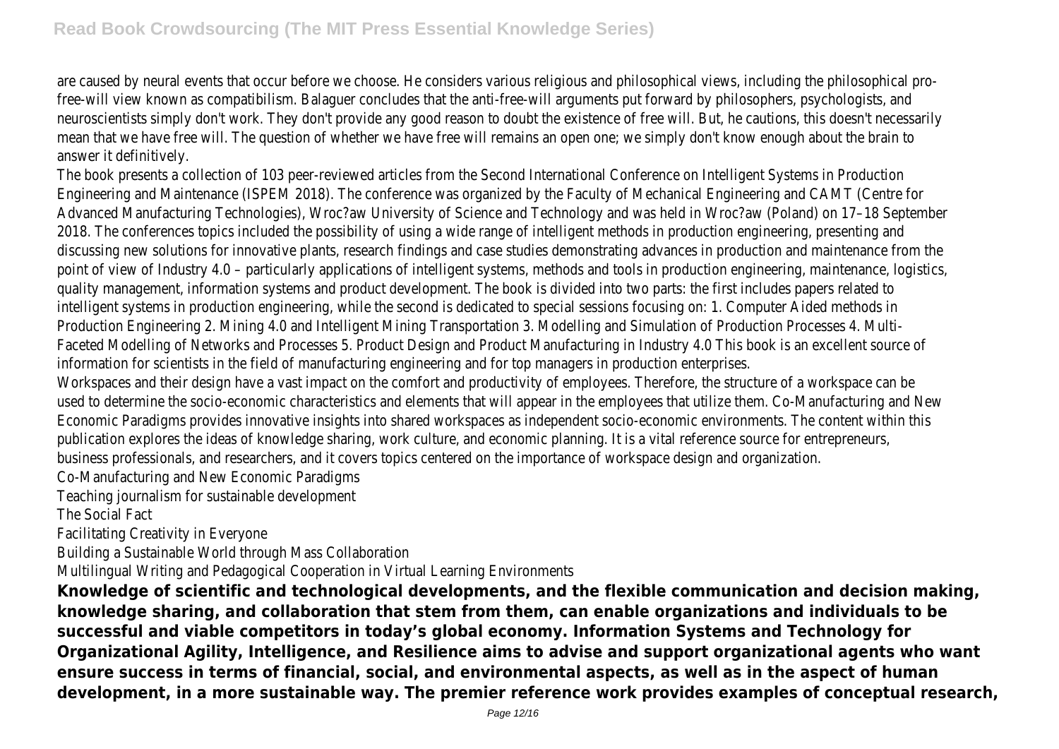are caused by neural events that occur before we choose. He considers various religious and philosophical views, including the philosophical pro-free-will view known as compatibilism. Balaguer concludes that the anti-free-will arguments put forward by philosophers, psychologists, and neuroscientists simply don't work. They don't provide any good reason to doubt the existence of free will. But, he cautions, this doesn't necessarily mean that we have free will. The question of whether we have free will remains an open one; we simply don't know enough about the brain to answer it definitively.

The book presents a collection of 103 peer-reviewed articles from the Second International Conference on Intelligent Systems in Production Engineering and Maintenance (ISPEM 2018). The conference was organized by the Faculty of Mechanical Engineering and CAMT (Centre for Advanced Manufacturing Technologies), Wroc?aw University of Science and Technology and was held in Wroc?aw (Poland) on 17–18 September 2018. The conferences topics included the possibility of using a wide range of intelligent methods in production engineering, presenting and discussing new solutions for innovative plants, research findings and case studies demonstrating advances in production and maintenance from the point of view of Industry 4.0 – particularly applications of intelligent systems, methods and tools in production engineering, maintenance, logistics, quality management, information systems and product development. The book is divided into two parts: the first includes papers related to intelligent systems in production engineering, while the second is dedicated to special sessions focusing on: 1. Computer Aided methods in Production Engineering 2. Mining 4.0 and Intelligent Mining Transportation 3. Modelling and Simulation of Production Processes 4. Multi-Faceted Modelling of Networks and Processes 5. Product Design and Product Manufacturing in Industry 4.0 This book is an excellent source of information for scientists in the field of manufacturing engineering and for top managers in production enterprises.

Workspaces and their design have a vast impact on the comfort and productivity of employees. Therefore, the structure of a workspace can be used to determine the socio-economic characteristics and elements that will appear in the employees that utilize them. Co-Manufacturing and New Economic Paradigms provides innovative insights into shared workspaces as independent socio-economic environments. The content within this publication explores the ideas of knowledge sharing, work culture, and economic planning. It is a vital reference source for entrepreneurs, business professionals, and researchers, and it covers topics centered on the importance of workspace design and organization.

Co-Manufacturing and New Economic Paradigms

Teaching journalism for sustainable development

The Social Fact

Facilitating Creativity in Everyone

Building a Sustainable World through Mass Collaboration

Multilingual Writing and Pedagogical Cooperation in Virtual Learning Environments

**Knowledge of scientific and technological developments, and the flexible communication and decision making, knowledge sharing, and collaboration that stem from them, can enable organizations and individuals to be successful and viable competitors in today's global economy. Information Systems and Technology for Organizational Agility, Intelligence, and Resilience aims to advise and support organizational agents who want ensure success in terms of financial, social, and environmental aspects, as well as in the aspect of human development, in a more sustainable way. The premier reference work provides examples of conceptual research,**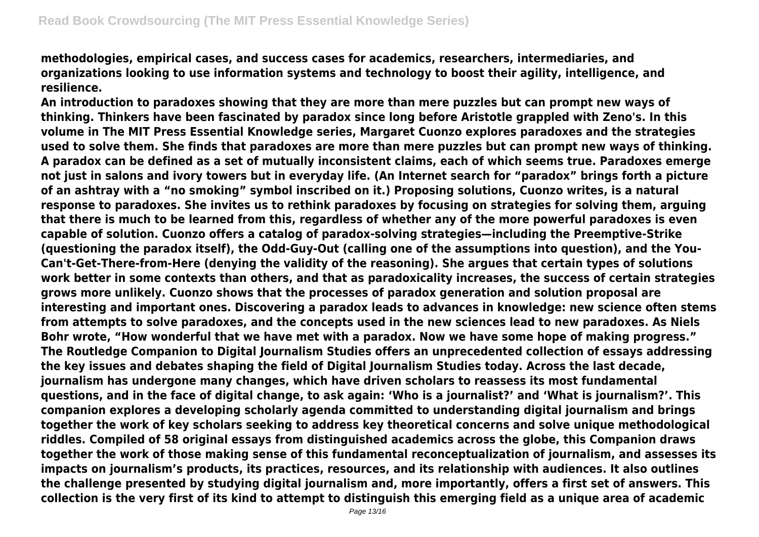**methodologies, empirical cases, and success cases for academics, researchers, intermediaries, and organizations looking to use information systems and technology to boost their agility, intelligence, and resilience.**

**An introduction to paradoxes showing that they are more than mere puzzles but can prompt new ways of thinking. Thinkers have been fascinated by paradox since long before Aristotle grappled with Zeno's. In this volume in The MIT Press Essential Knowledge series, Margaret Cuonzo explores paradoxes and the strategies used to solve them. She finds that paradoxes are more than mere puzzles but can prompt new ways of thinking. A paradox can be defined as a set of mutually inconsistent claims, each of which seems true. Paradoxes emerge not just in salons and ivory towers but in everyday life. (An Internet search for "paradox" brings forth a picture of an ashtray with a "no smoking" symbol inscribed on it.) Proposing solutions, Cuonzo writes, is a natural response to paradoxes. She invites us to rethink paradoxes by focusing on strategies for solving them, arguing that there is much to be learned from this, regardless of whether any of the more powerful paradoxes is even capable of solution. Cuonzo offers a catalog of paradox-solving strategies—including the Preemptive-Strike (questioning the paradox itself), the Odd-Guy-Out (calling one of the assumptions into question), and the You-Can't-Get-There-from-Here (denying the validity of the reasoning). She argues that certain types of solutions work better in some contexts than others, and that as paradoxicality increases, the success of certain strategies grows more unlikely. Cuonzo shows that the processes of paradox generation and solution proposal are interesting and important ones. Discovering a paradox leads to advances in knowledge: new science often stems from attempts to solve paradoxes, and the concepts used in the new sciences lead to new paradoxes. As Niels Bohr wrote, "How wonderful that we have met with a paradox. Now we have some hope of making progress."**

**The Routledge Companion to Digital Journalism Studies offers an unprecedented collection of essays addressing the key issues and debates shaping the field of Digital Journalism Studies today. Across the last decade, journalism has undergone many changes, which have driven scholars to reassess its most fundamental questions, and in the face of digital change, to ask again: 'Who is a journalist?' and 'What is journalism?'. This companion explores a developing scholarly agenda committed to understanding digital journalism and brings together the work of key scholars seeking to address key theoretical concerns and solve unique methodological riddles. Compiled of 58 original essays from distinguished academics across the globe, this Companion draws together the work of those making sense of this fundamental reconceptualization of journalism, and assesses its impacts on journalism's products, its practices, resources, and its relationship with audiences. It also outlines the challenge presented by studying digital journalism and, more importantly, offers a first set of answers. This collection is the very first of its kind to attempt to distinguish this emerging field as a unique area of academic**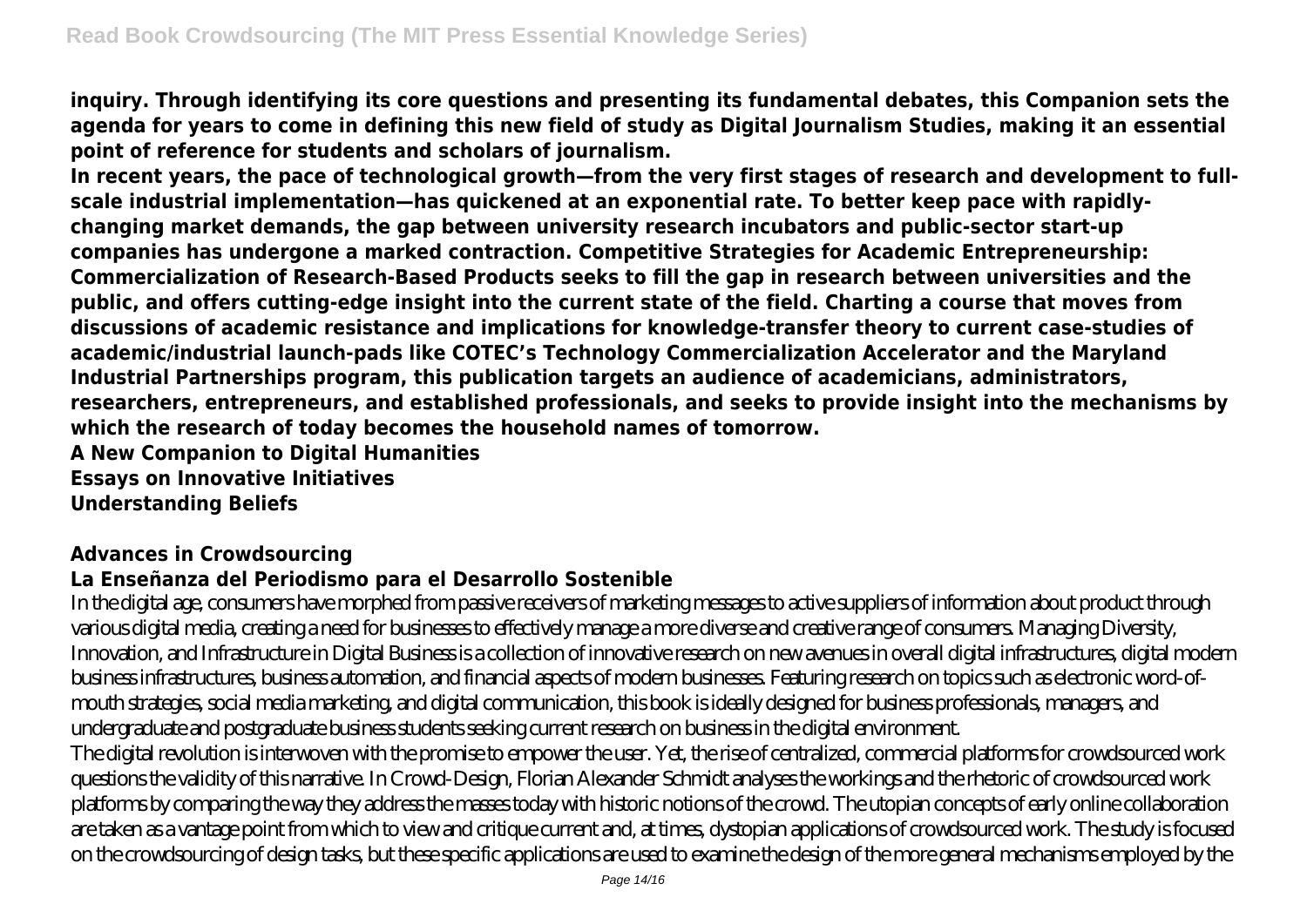**inquiry. Through identifying its core questions and presenting its fundamental debates, this Companion sets the agenda for years to come in defining this new field of study as Digital Journalism Studies, making it an essential point of reference for students and scholars of journalism.**

**In recent years, the pace of technological growth—from the very first stages of research and development to full-scale industrial implementation—has quickened at an exponential rate. To better keep pace with rapidly-changing market demands, the gap between university research incubators and public-sector start-up companies has undergone a marked contraction. Competitive Strategies for Academic Entrepreneurship: Commercialization of Research-Based Products seeks to fill the gap in research between universities and the public, and offers cutting-edge insight into the current state of the field. Charting a course that moves from discussions of academic resistance and implications for knowledge-transfer theory to current case-studies of academic/industrial launch-pads like COTEC's Technology Commercialization Accelerator and the Maryland Industrial Partnerships program, this publication targets an audience of academicians, administrators, researchers, entrepreneurs, and established professionals, and seeks to provide insight into the mechanisms by which the research of today becomes the household names of tomorrow.**

**A New Companion to Digital Humanities**
**Essays on Innovative Initiatives**
**Understanding Beliefs**

**Advances in Crowdsourcing**
**La Enseñanza del Periodismo para el Desarrollo Sostenible**

In the digital age, consumers have morphed from passive receivers of marketing messages to active suppliers of information about product through various digital media, creating a need for businesses to effectively manage a more diverse and creative range of consumers. Managing Diversity, Innovation, and Infrastructure in Digital Business is a collection of innovative research on new avenues in overall digital infrastructures, digital modern business infrastructures, business automation, and financial aspects of modern businesses. Featuring research on topics such as electronic word-of-mouth strategies, social media marketing, and digital communication, this book is ideally designed for business professionals, managers, and undergraduate and postgraduate business students seeking current research on business in the digital environment.

The digital revolution is interwoven with the promise to empower the user. Yet, the rise of centralized, commercial platforms for crowdsourced work questions the validity of this narrative. In Crowd-Design, Florian Alexander Schmidt analyses the workings and the rhetoric of crowdsourced work platforms by comparing the way they address the masses today with historic notions of the crowd. The utopian concepts of early online collaboration are taken as a vantage point from which to view and critique current and, at times, dystopian applications of crowdsourced work. The study is focused on the crowdsourcing of design tasks, but these specific applications are used to examine the design of the more general mechanisms employed by the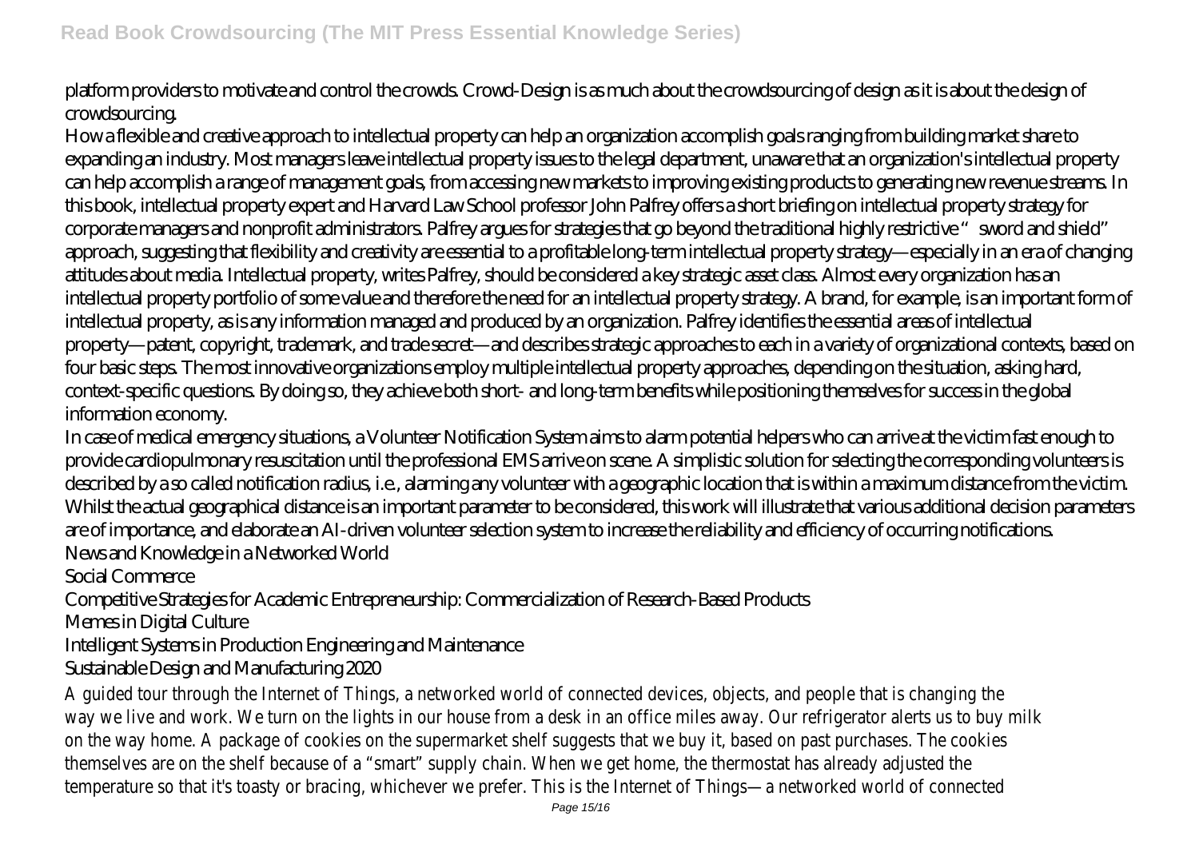platform providers to motivate and control the crowds. Crowd-Design is as much about the crowdsourcing of design as it is about the design of crowdsourcing.

How a flexible and creative approach to intellectual property can help an organization accomplish goals ranging from building market share to expanding an industry. Most managers leave intellectual property issues to the legal department, unaware that an organization's intellectual property can help accomplish a range of management goals, from accessing new markets to improving existing products to generating new revenue streams. In this book, intellectual property expert and Harvard Law School professor John Palfrey offers a short briefing on intellectual property strategy for corporate managers and nonprofit administrators. Palfrey argues for strategies that go beyond the traditional highly restrictive "sword and shield" approach, suggesting that flexibility and creativity are essential to a profitable long-term intellectual property strategy—especially in an era of changing attitudes about media. Intellectual property, writes Palfrey, should be considered a key strategic asset class. Almost every organization has an intellectual property portfolio of some value and therefore the need for an intellectual property strategy. A brand, for example, is an important form of intellectual property, as is any information managed and produced by an organization. Palfrey identifies the essential areas of intellectual property—patent, copyright, trademark, and trade secret—and describes strategic approaches to each in a variety of organizational contexts, based on four basic steps. The most innovative organizations employ multiple intellectual property approaches, depending on the situation, asking hard, context-specific questions. By doing so, they achieve both short- and long-term benefits while positioning themselves for success in the global information economy.

In case of medical emergency situations, a Volunteer Notification System aims to alarm potential helpers who can arrive at the victim fast enough to provide cardiopulmonary resuscitation until the professional EMS arrive on scene. A simplistic solution for selecting the corresponding volunteers is described by a so called notification radius, i.e., alarming any volunteer with a geographic location that is within a maximum distance from the victim. Whilst the actual geographical distance is an important parameter to be considered, this work will illustrate that various additional decision parameters are of importance, and elaborate an AI-driven volunteer selection system to increase the reliability and efficiency of occurring notifications.

News and Knowledge in a Networked World

Social Commerce

Competitive Strategies for Academic Entrepreneurship: Commercialization of Research-Based Products

Memes in Digital Culture

Intelligent Systems in Production Engineering and Maintenance

Sustainable Design and Manufacturing 2020

A guided tour through the Internet of Things, a networked world of connected devices, objects, and people that is changing the way we live and work. We turn on the lights in our house from a desk in an office miles away. Our refrigerator alerts us to buy milk on the way home. A package of cookies on the supermarket shelf suggests that we buy it, based on past purchases. The cookies themselves are on the shelf because of a "smart" supply chain. When we get home, the thermostat has already adjusted the temperature so that it's toasty or bracing, whichever we prefer. This is the Internet of Things—a networked world of connected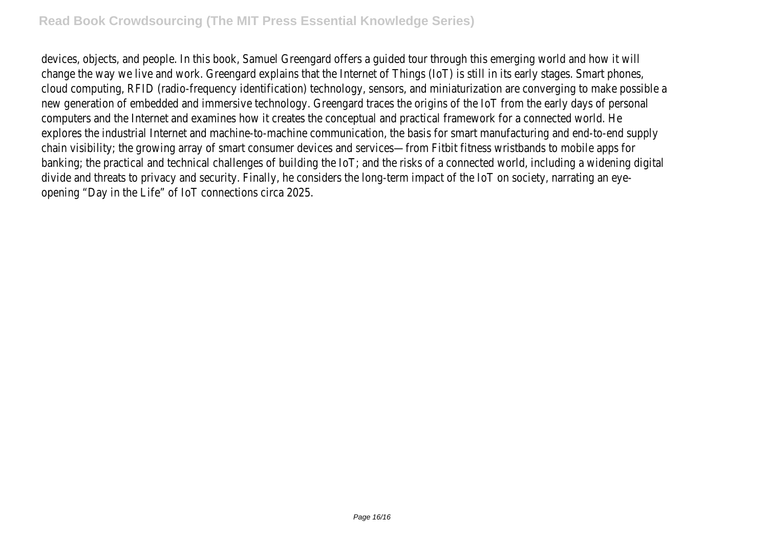devices, objects, and people. In this book, Samuel Greengard offers a guided tour through this emerging world and how it will change the way we live and work. Greengard explains that the Internet of Things (IoT) is still in its early stages. Smart phones, cloud computing, RFID (radio-frequency identification) technology, sensors, and miniaturization are converging to make possible a new generation of embedded and immersive technology. Greengard traces the origins of the IoT from the early days of personal computers and the Internet and examines how it creates the conceptual and practical framework for a connected world. He explores the industrial Internet and machine-to-machine communication, the basis for smart manufacturing and end-to-end supply chain visibility; the growing array of smart consumer devices and services—from Fitbit fitness wristbands to mobile apps for banking; the practical and technical challenges of building the IoT; and the risks of a connected world, including a widening digital divide and threats to privacy and security. Finally, he considers the long-term impact of the IoT on society, narrating an eye-opening “Day in the Life” of IoT connections circa 2025.